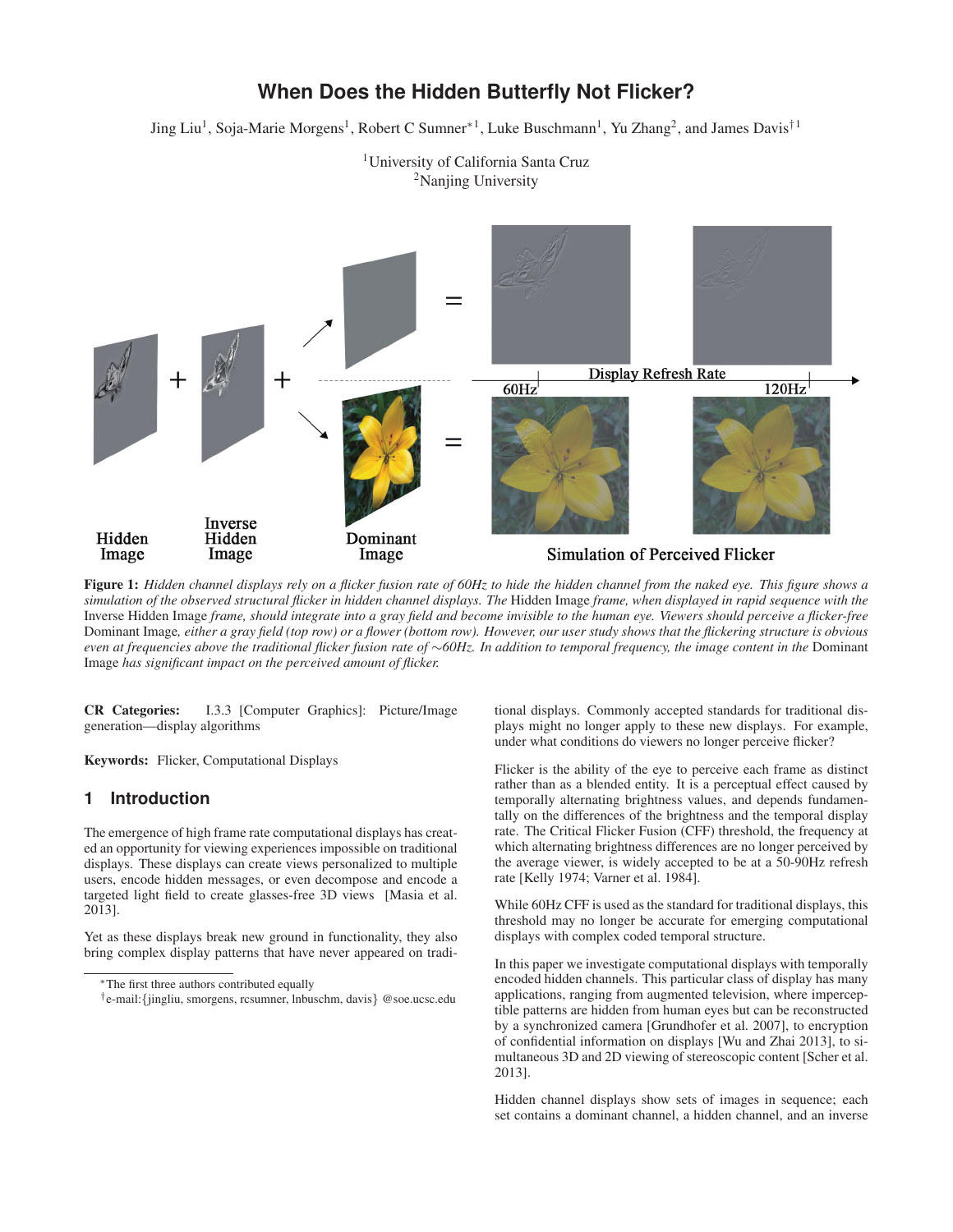# When Does the Hidden Butterfly Not Flicker?

Jing Liu[1], Soja-Marie Morgens[1], Robert C Sumner*[1], Luke Buschmann[1], Yu Zhang[2], and James Davis†[1]

[1]University of California Santa Cruz
[2]Nanjing University

**Figure 1:** *Hidden channel displays rely on a flicker fusion rate of 60Hz to hide the hidden channel from the naked eye. This figure shows a simulation of the observed structural flicker in hidden channel displays. The* Hidden Image *frame, when displayed in rapid sequence with the* Inverse Hidden Image *frame, should integrate into a gray field and become invisible to the human eye. Viewers should perceive a flicker-free* Dominant Image*, either a gray field (top row) or a flower (bottom row). However, our user study shows that the flickering structure is obvious even at frequencies above the traditional flicker fusion rate of ∼60Hz. In addition to temporal frequency, the image content in the* Dominant Image *has significant impact on the perceived amount of flicker.*

**CR Categories:** I.3.3 [Computer Graphics]: Picture/Image generation—display algorithms

**Keywords:** Flicker, Computational Displays

## 1 Introduction

The emergence of high frame rate computational displays has created an opportunity for viewing experiences impossible on traditional displays. These displays can create views personalized to multiple users, encode hidden messages, or even decompose and encode a targeted light field to create glasses-free 3D views [Masia et al. 2013].

Yet as these displays break new ground in functionality, they also bring complex display patterns that have never appeared on traditional displays. Commonly accepted standards for traditional displays might no longer apply to these new displays. For example, under what conditions do viewers no longer perceive flicker?

Flicker is the ability of the eye to perceive each frame as distinct rather than as a blended entity. It is a perceptual effect caused by temporally alternating brightness values, and depends fundamentally on the differences of the brightness and the temporal display rate. The Critical Flicker Fusion (CFF) threshold, the frequency at which alternating brightness differences are no longer perceived by the average viewer, is widely accepted to be at a 50-90Hz refresh rate [Kelly 1974; Varner et al. 1984].

While 60Hz CFF is used as the standard for traditional displays, this threshold may no longer be accurate for emerging computational displays with complex coded temporal structure.

In this paper we investigate computational displays with temporally encoded hidden channels. This particular class of display has many applications, ranging from augmented television, where imperceptible patterns are hidden from human eyes but can be reconstructed by a synchronized camera [Grundhofer et al. 2007], to encryption of confidential information on displays [Wu and Zhai 2013], to simultaneous 3D and 2D viewing of stereoscopic content [Scher et al. 2013].

Hidden channel displays show sets of images in sequence; each set contains a dominant channel, a hidden channel, and an inverse

*The first three authors contributed equally
†e-mail:{jingliu, smorgens, rcsumner, lnbuschm, davis} @soe.ucsc.edu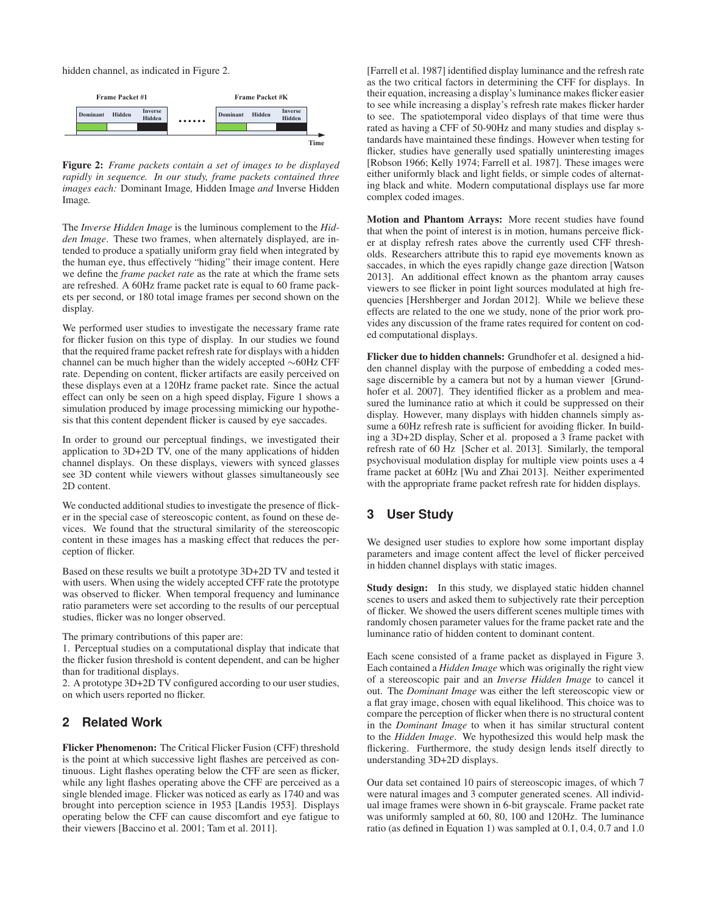hidden channel, as indicated in Figure 2.

**Figure 2:** *Frame packets contain a set of images to be displayed rapidly in sequence. In our study, frame packets contained three images each:* Dominant Image*,* Hidden Image *and* Inverse Hidden Image*.*

The *Inverse Hidden Image* is the luminous complement to the *Hidden Image*. These two frames, when alternately displayed, are intended to produce a spatially uniform gray field when integrated by the human eye, thus effectively "hiding" their image content. Here we define the *frame packet rate* as the rate at which the frame sets are refreshed. A 60Hz frame packet rate is equal to 60 frame packets per second, or 180 total image frames per second shown on the display.

We performed user studies to investigate the necessary frame rate for flicker fusion on this type of display. In our studies we found that the required frame packet refresh rate for displays with a hidden channel can be much higher than the widely accepted ∼60Hz CFF rate. Depending on content, flicker artifacts are easily perceived on these displays even at a 120Hz frame packet rate. Since the actual effect can only be seen on a high speed display, Figure 1 shows a simulation produced by image processing mimicking our hypothesis that this content dependent flicker is caused by eye saccades.

In order to ground our perceptual findings, we investigated their application to 3D+2D TV, one of the many applications of hidden channel displays. On these displays, viewers with synced glasses see 3D content while viewers without glasses simultaneously see 2D content.

We conducted additional studies to investigate the presence of flicker in the special case of stereoscopic content, as found on these devices. We found that the structural similarity of the stereoscopic content in these images has a masking effect that reduces the perception of flicker.

Based on these results we built a prototype 3D+2D TV and tested it with users. When using the widely accepted CFF rate the prototype was observed to flicker. When temporal frequency and luminance ratio parameters were set according to the results of our perceptual studies, flicker was no longer observed.

The primary contributions of this paper are:
1. Perceptual studies on a computational display that indicate that the flicker fusion threshold is content dependent, and can be higher than for traditional displays.
2. A prototype 3D+2D TV configured according to our user studies, on which users reported no flicker.

## 2 Related Work

**Flicker Phenomenon:** The Critical Flicker Fusion (CFF) threshold is the point at which successive light flashes are perceived as continuous. Light flashes operating below the CFF are seen as flicker, while any light flashes operating above the CFF are perceived as a single blended image. Flicker was noticed as early as 1740 and was brought into perception science in 1953 [Landis 1953]. Displays operating below the CFF can cause discomfort and eye fatigue to their viewers [Baccino et al. 2001; Tam et al. 2011].

[Farrell et al. 1987] identified display luminance and the refresh rate as the two critical factors in determining the CFF for displays. In their equation, increasing a display's luminance makes flicker easier to see while increasing a display's refresh rate makes flicker harder to see. The spatiotemporal video displays of that time were thus rated as having a CFF of 50-90Hz and many studies and display standards have maintained these findings. However when testing for flicker, studies have generally used spatially uninteresting images [Robson 1966; Kelly 1974; Farrell et al. 1987]. These images were either uniformly black and light fields, or simple codes of alternating black and white. Modern computational displays use far more complex coded images.

**Motion and Phantom Arrays:** More recent studies have found that when the point of interest is in motion, humans perceive flicker at display refresh rates above the currently used CFF thresholds. Researchers attribute this to rapid eye movements known as saccades, in which the eyes rapidly change gaze direction [Watson 2013]. An additional effect known as the phantom array causes viewers to see flicker in point light sources modulated at high frequencies [Hershberger and Jordan 2012]. While we believe these effects are related to the one we study, none of the prior work provides any discussion of the frame rates required for content on coded computational displays.

**Flicker due to hidden channels:** Grundhofer et al. designed a hidden channel display with the purpose of embedding a coded message discernible by a camera but not by a human viewer [Grundhofer et al. 2007]. They identified flicker as a problem and measured the luminance ratio at which it could be suppressed on their display. However, many displays with hidden channels simply assume a 60Hz refresh rate is sufficient for avoiding flicker. In building a 3D+2D display, Scher et al. proposed a 3 frame packet with refresh rate of 60 Hz [Scher et al. 2013]. Similarly, the temporal psychovisual modulation display for multiple view points uses a 4 frame packet at 60Hz [Wu and Zhai 2013]. Neither experimented with the appropriate frame packet refresh rate for hidden displays.

## 3 User Study

We designed user studies to explore how some important display parameters and image content affect the level of flicker perceived in hidden channel displays with static images.

**Study design:** In this study, we displayed static hidden channel scenes to users and asked them to subjectively rate their perception of flicker. We showed the users different scenes multiple times with randomly chosen parameter values for the frame packet rate and the luminance ratio of hidden content to dominant content.

Each scene consisted of a frame packet as displayed in Figure 3. Each contained a *Hidden Image* which was originally the right view of a stereoscopic pair and an *Inverse Hidden Image* to cancel it out. The *Dominant Image* was either the left stereoscopic view or a flat gray image, chosen with equal likelihood. This choice was to compare the perception of flicker when there is no structural content in the *Dominant Image* to when it has similar structural content to the *Hidden Image*. We hypothesized this would help mask the flickering. Furthermore, the study design lends itself directly to understanding 3D+2D displays.

Our data set contained 10 pairs of stereoscopic images, of which 7 were natural images and 3 computer generated scenes. All individual image frames were shown in 6-bit grayscale. Frame packet rate was uniformly sampled at 60, 80, 100 and 120Hz. The luminance ratio (as defined in Equation 1) was sampled at 0.1, 0.4, 0.7 and 1.0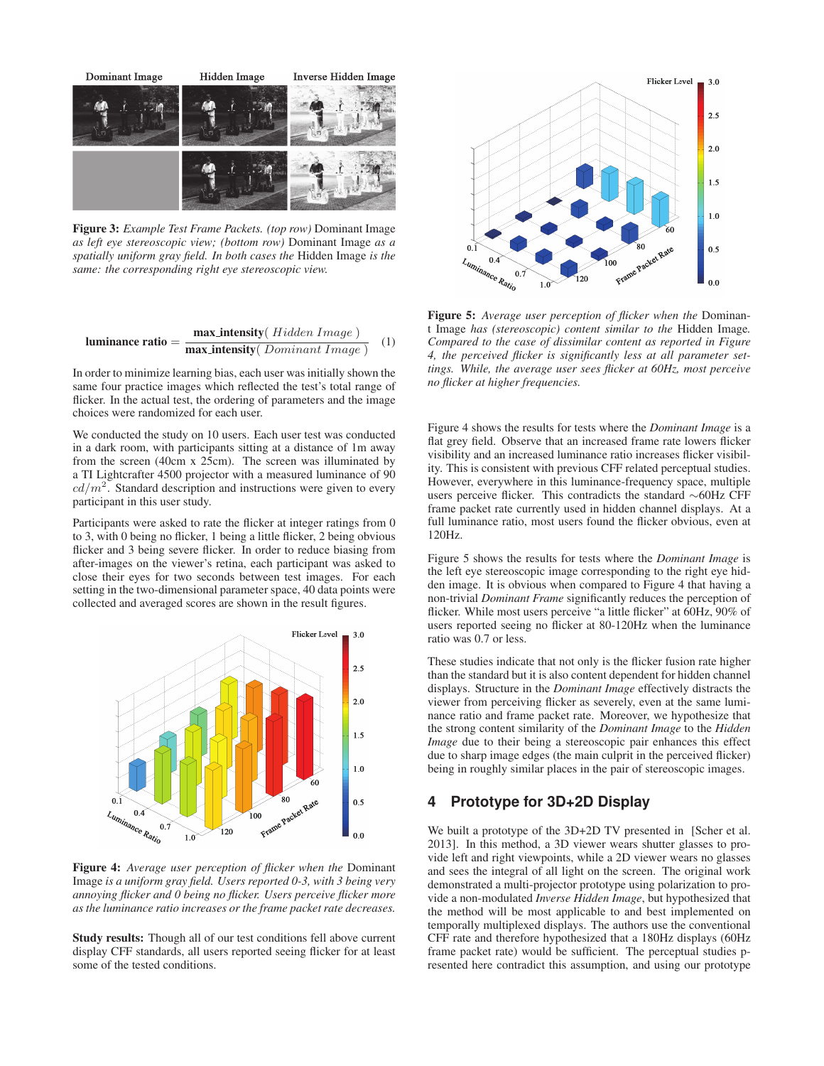**Figure 3:** *Example Test Frame Packets. (top row)* Dominant Image *as left eye stereoscopic view; (bottom row)* Dominant Image *as a spatially uniform gray field. In both cases the* Hidden Image *is the same: the corresponding right eye stereoscopic view.*

$$\textbf{luminance ratio} = \frac{\textbf{max\_intensity}(\ \mathit{Hidden\ Image}\ )}{\textbf{max\_intensity}(\ \mathit{Dominant\ Image}\ )} \quad (1)$$

In order to minimize learning bias, each user was initially shown the same four practice images which reflected the test's total range of flicker. In the actual test, the ordering of parameters and the image choices were randomized for each user.

We conducted the study on 10 users. Each user test was conducted in a dark room, with participants sitting at a distance of 1m away from the screen (40cm x 25cm). The screen was illuminated by a TI Lightcrafter 4500 projector with a measured luminance of 90 $cd/m^2$. Standard description and instructions were given to every participant in this user study.

Participants were asked to rate the flicker at integer ratings from 0 to 3, with 0 being no flicker, 1 being a little flicker, 2 being obvious flicker and 3 being severe flicker. In order to reduce biasing from after-images on the viewer's retina, each participant was asked to close their eyes for two seconds between test images. For each setting in the two-dimensional parameter space, 40 data points were collected and averaged scores are shown in the result figures.

**Figure 4:** *Average user perception of flicker when the* Dominant Image *is a uniform gray field. Users reported 0-3, with 3 being very annoying flicker and 0 being no flicker. Users perceive flicker more as the luminance ratio increases or the frame packet rate decreases.*

**Study results:** Though all of our test conditions fell above current display CFF standards, all users reported seeing flicker for at least some of the tested conditions.

**Figure 5:** *Average user perception of flicker when the* Dominant Image *has (stereoscopic) content similar to the* Hidden Image*. Compared to the case of dissimilar content as reported in Figure 4, the perceived flicker is significantly less at all parameter settings. While, the average user sees flicker at 60Hz, most perceive no flicker at higher frequencies.*

Figure 4 shows the results for tests where the *Dominant Image* is a flat grey field. Observe that an increased frame rate lowers flicker visibility and an increased luminance ratio increases flicker visibility. This is consistent with previous CFF related perceptual studies. However, everywhere in this luminance-frequency space, multiple users perceive flicker. This contradicts the standard ∼60Hz CFF frame packet rate currently used in hidden channel displays. At a full luminance ratio, most users found the flicker obvious, even at 120Hz.

Figure 5 shows the results for tests where the *Dominant Image* is the left eye stereoscopic image corresponding to the right eye hidden image. It is obvious when compared to Figure 4 that having a non-trivial *Dominant Frame* significantly reduces the perception of flicker. While most users perceive "a little flicker" at 60Hz, 90% of users reported seeing no flicker at 80-120Hz when the luminance ratio was 0.7 or less.

These studies indicate that not only is the flicker fusion rate higher than the standard but it is also content dependent for hidden channel displays. Structure in the *Dominant Image* effectively distracts the viewer from perceiving flicker as severely, even at the same luminance ratio and frame packet rate. Moreover, we hypothesize that the strong content similarity of the *Dominant Image* to the *Hidden Image* due to their being a stereoscopic pair enhances this effect due to sharp image edges (the main culprit in the perceived flicker) being in roughly similar places in the pair of stereoscopic images.

## 4 Prototype for 3D+2D Display

We built a prototype of the 3D+2D TV presented in [Scher et al. 2013]. In this method, a 3D viewer wears shutter glasses to provide left and right viewpoints, while a 2D viewer wears no glasses and sees the integral of all light on the screen. The original work demonstrated a multi-projector prototype using polarization to provide a non-modulated *Inverse Hidden Image*, but hypothesized that the method will be most applicable to and best implemented on temporally multiplexed displays. The authors use the conventional CFF rate and therefore hypothesized that a 180Hz displays (60Hz frame packet rate) would be sufficient. The perceptual studies presented here contradict this assumption, and using our prototype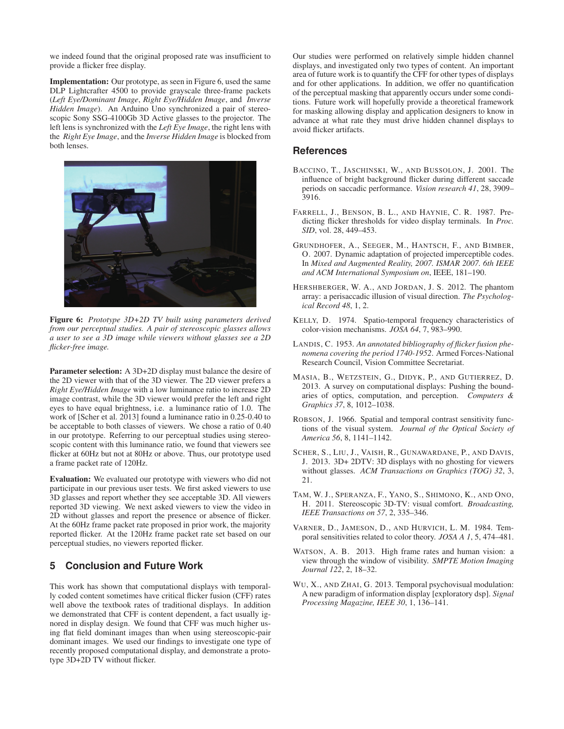we indeed found that the original proposed rate was insufficient to provide a flicker free display.

**Implementation:** Our prototype, as seen in Figure 6, used the same DLP Lightcrafter 4500 to provide grayscale three-frame packets (*Left Eye/Dominant Image*, *Right Eye/Hidden Image*, and *Inverse Hidden Image*). An Arduino Uno synchronized a pair of stereoscopic Sony SSG-4100Gb 3D Active glasses to the projector. The left lens is synchronized with the *Left Eye Image*, the right lens with the *Right Eye Image*, and the *Inverse Hidden Image* is blocked from both lenses.

**Figure 6:** *Prototype 3D+2D TV built using parameters derived from our perceptual studies. A pair of stereoscopic glasses allows a user to see a 3D image while viewers without glasses see a 2D flicker-free image.*

**Parameter selection:** A 3D+2D display must balance the desire of the 2D viewer with that of the 3D viewer. The 2D viewer prefers a *Right Eye/Hidden Image* with a low luminance ratio to increase 2D image contrast, while the 3D viewer would prefer the left and right eyes to have equal brightness, i.e. a luminance ratio of 1.0. The work of [Scher et al. 2013] found a luminance ratio in 0.25-0.40 to be acceptable to both classes of viewers. We chose a ratio of 0.40 in our prototype. Referring to our perceptual studies using stereoscopic content with this luminance ratio, we found that viewers see flicker at 60Hz but not at 80Hz or above. Thus, our prototype used a frame packet rate of 120Hz.

**Evaluation:** We evaluated our prototype with viewers who did not participate in our previous user tests. We first asked viewers to use 3D glasses and report whether they see acceptable 3D. All viewers reported 3D viewing. We next asked viewers to view the video in 2D without glasses and report the presence or absence of flicker. At the 60Hz frame packet rate proposed in prior work, the majority reported flicker. At the 120Hz frame packet rate set based on our perceptual studies, no viewers reported flicker.

## 5 Conclusion and Future Work

This work has shown that computational displays with temporally coded content sometimes have critical flicker fusion (CFF) rates well above the textbook rates of traditional displays. In addition we demonstrated that CFF is content dependent, a fact usually ignored in display design. We found that CFF was much higher using flat field dominant images than when using stereoscopic-pair dominant images. We used our findings to investigate one type of recently proposed computational display, and demonstrate a prototype 3D+2D TV without flicker.

Our studies were performed on relatively simple hidden channel displays, and investigated only two types of content. An important area of future work is to quantify the CFF for other types of displays and for other applications. In addition, we offer no quantification of the perceptual masking that apparently occurs under some conditions. Future work will hopefully provide a theoretical framework for masking allowing display and application designers to know in advance at what rate they must drive hidden channel displays to avoid flicker artifacts.

## References

BACCINO, T., JASCHINSKI, W., AND BUSSOLON, J. 2001. The influence of bright background flicker during different saccade periods on saccadic performance. *Vision research 41*, 28, 3909–3916.

FARRELL, J., BENSON, B. L., AND HAYNIE, C. R. 1987. Predicting flicker thresholds for video display terminals. In *Proc. SID*, vol. 28, 449–453.

GRUNDHOFER, A., SEEGER, M., HANTSCH, F., AND BIMBER, O. 2007. Dynamic adaptation of projected imperceptible codes. In *Mixed and Augmented Reality, 2007. ISMAR 2007. 6th IEEE and ACM International Symposium on*, IEEE, 181–190.

HERSHBERGER, W. A., AND JORDAN, J. S. 2012. The phantom array: a perisaccadic illusion of visual direction. *The Psychological Record 48*, 1, 2.

KELLY, D. 1974. Spatio-temporal frequency characteristics of color-vision mechanisms. *JOSA 64*, 7, 983–990.

LANDIS, C. 1953. *An annotated bibliography of flicker fusion phenomena covering the period 1740-1952*. Armed Forces-National Research Council, Vision Committee Secretariat.

MASIA, B., WETZSTEIN, G., DIDYK, P., AND GUTIERREZ, D. 2013. A survey on computational displays: Pushing the boundaries of optics, computation, and perception. *Computers & Graphics 37*, 8, 1012–1038.

ROBSON, J. 1966. Spatial and temporal contrast sensitivity functions of the visual system. *Journal of the Optical Society of America 56*, 8, 1141–1142.

SCHER, S., LIU, J., VAISH, R., GUNAWARDANE, P., AND DAVIS, J. 2013. 3D+ 2DTV: 3D displays with no ghosting for viewers without glasses. *ACM Transactions on Graphics (TOG) 32*, 3, 21.

TAM, W. J., SPERANZA, F., YANO, S., SHIMONO, K., AND ONO, H. 2011. Stereoscopic 3D-TV: visual comfort. *Broadcasting, IEEE Transactions on 57*, 2, 335–346.

VARNER, D., JAMESON, D., AND HURVICH, L. M. 1984. Temporal sensitivities related to color theory. *JOSA A 1*, 5, 474–481.

WATSON, A. B. 2013. High frame rates and human vision: a view through the window of visibility. *SMPTE Motion Imaging Journal 122*, 2, 18–32.

WU, X., AND ZHAI, G. 2013. Temporal psychovisual modulation: A new paradigm of information display [exploratory dsp]. *Signal Processing Magazine, IEEE 30*, 1, 136–141.